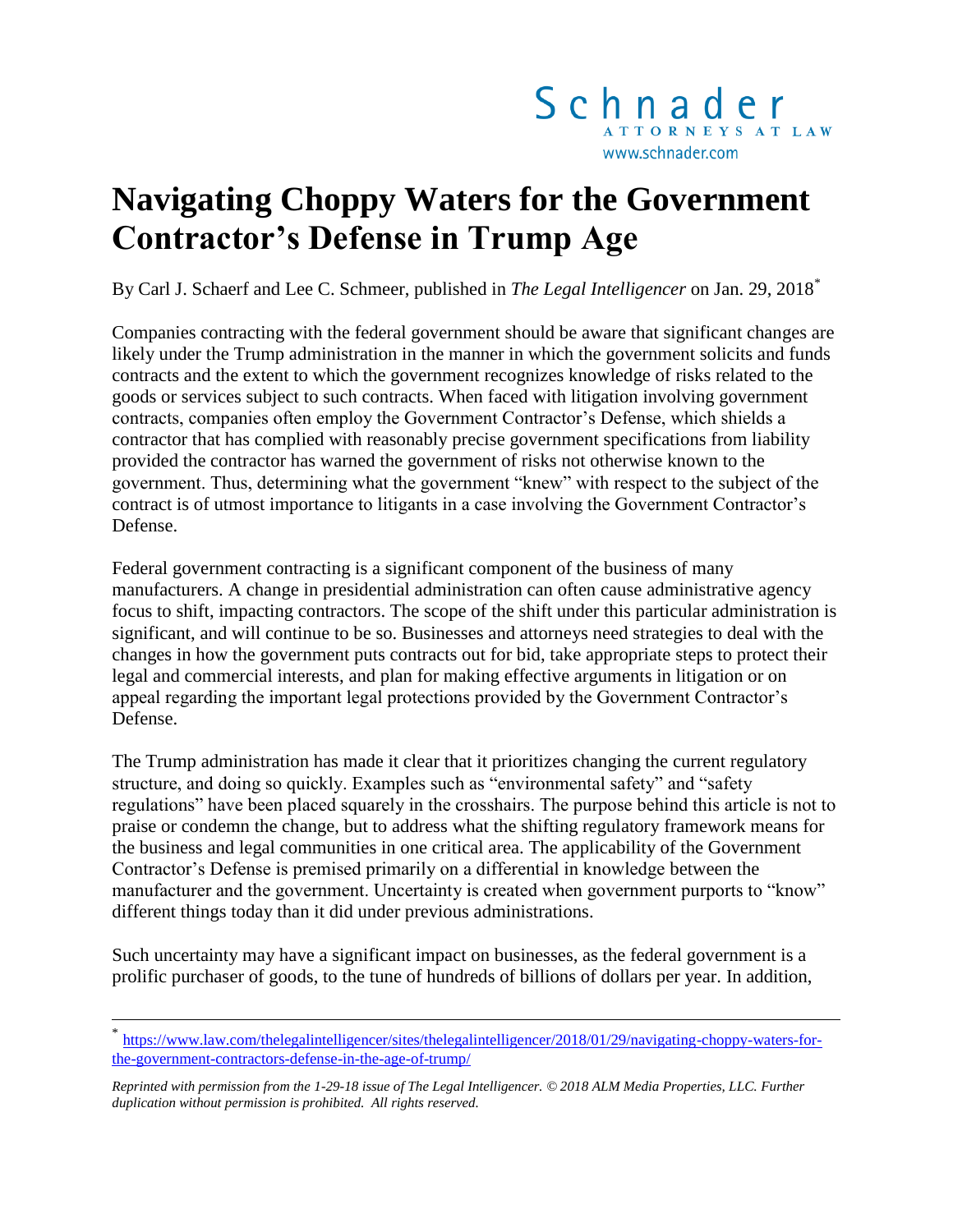Schnader
ATTORNEYS AT LAW
www.schnader.com

# Navigating Choppy Waters for the Government Contractor's Defense in Trump Age

By Carl J. Schaerf and Lee C. Schmeer, published in *The Legal Intelligencer* on Jan. 29, 2018[*]

Companies contracting with the federal government should be aware that significant changes are likely under the Trump administration in the manner in which the government solicits and funds contracts and the extent to which the government recognizes knowledge of risks related to the goods or services subject to such contracts. When faced with litigation involving government contracts, companies often employ the Government Contractor's Defense, which shields a contractor that has complied with reasonably precise government specifications from liability provided the contractor has warned the government of risks not otherwise known to the government. Thus, determining what the government "knew" with respect to the subject of the contract is of utmost importance to litigants in a case involving the Government Contractor's Defense.

Federal government contracting is a significant component of the business of many manufacturers. A change in presidential administration can often cause administrative agency focus to shift, impacting contractors. The scope of the shift under this particular administration is significant, and will continue to be so. Businesses and attorneys need strategies to deal with the changes in how the government puts contracts out for bid, take appropriate steps to protect their legal and commercial interests, and plan for making effective arguments in litigation or on appeal regarding the important legal protections provided by the Government Contractor's Defense.

The Trump administration has made it clear that it prioritizes changing the current regulatory structure, and doing so quickly. Examples such as "environmental safety" and "safety regulations" have been placed squarely in the crosshairs. The purpose behind this article is not to praise or condemn the change, but to address what the shifting regulatory framework means for the business and legal communities in one critical area. The applicability of the Government Contractor's Defense is premised primarily on a differential in knowledge between the manufacturer and the government. Uncertainty is created when government purports to "know" different things today than it did under previous administrations.

Such uncertainty may have a significant impact on businesses, as the federal government is a prolific purchaser of goods, to the tune of hundreds of billions of dollars per year. In addition,

---

[*] https://www.law.com/thelegalintelligencer/sites/thelegalintelligencer/2018/01/29/navigating-choppy-waters-for-the-government-contractors-defense-in-the-age-of-trump/

*Reprinted with permission from the 1-29-18 issue of The Legal Intelligencer. © 2018 ALM Media Properties, LLC. Further duplication without permission is prohibited. All rights reserved.*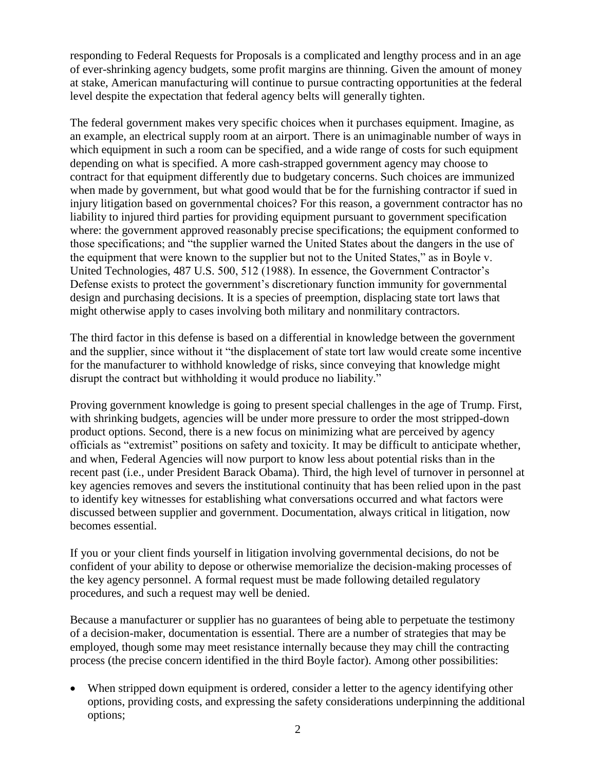responding to Federal Requests for Proposals is a complicated and lengthy process and in an age of ever-shrinking agency budgets, some profit margins are thinning. Given the amount of money at stake, American manufacturing will continue to pursue contracting opportunities at the federal level despite the expectation that federal agency belts will generally tighten.

The federal government makes very specific choices when it purchases equipment. Imagine, as an example, an electrical supply room at an airport. There is an unimaginable number of ways in which equipment in such a room can be specified, and a wide range of costs for such equipment depending on what is specified. A more cash-strapped government agency may choose to contract for that equipment differently due to budgetary concerns. Such choices are immunized when made by government, but what good would that be for the furnishing contractor if sued in injury litigation based on governmental choices? For this reason, a government contractor has no liability to injured third parties for providing equipment pursuant to government specification where: the government approved reasonably precise specifications; the equipment conformed to those specifications; and "the supplier warned the United States about the dangers in the use of the equipment that were known to the supplier but not to the United States," as in Boyle v. United Technologies, 487 U.S. 500, 512 (1988). In essence, the Government Contractor's Defense exists to protect the government's discretionary function immunity for governmental design and purchasing decisions. It is a species of preemption, displacing state tort laws that might otherwise apply to cases involving both military and nonmilitary contractors.

The third factor in this defense is based on a differential in knowledge between the government and the supplier, since without it "the displacement of state tort law would create some incentive for the manufacturer to withhold knowledge of risks, since conveying that knowledge might disrupt the contract but withholding it would produce no liability."

Proving government knowledge is going to present special challenges in the age of Trump. First, with shrinking budgets, agencies will be under more pressure to order the most stripped-down product options. Second, there is a new focus on minimizing what are perceived by agency officials as "extremist" positions on safety and toxicity. It may be difficult to anticipate whether, and when, Federal Agencies will now purport to know less about potential risks than in the recent past (i.e., under President Barack Obama). Third, the high level of turnover in personnel at key agencies removes and severs the institutional continuity that has been relied upon in the past to identify key witnesses for establishing what conversations occurred and what factors were discussed between supplier and government. Documentation, always critical in litigation, now becomes essential.

If you or your client finds yourself in litigation involving governmental decisions, do not be confident of your ability to depose or otherwise memorialize the decision-making processes of the key agency personnel. A formal request must be made following detailed regulatory procedures, and such a request may well be denied.

Because a manufacturer or supplier has no guarantees of being able to perpetuate the testimony of a decision-maker, documentation is essential. There are a number of strategies that may be employed, though some may meet resistance internally because they may chill the contracting process (the precise concern identified in the third Boyle factor). Among other possibilities:

- When stripped down equipment is ordered, consider a letter to the agency identifying other options, providing costs, and expressing the safety considerations underpinning the additional options;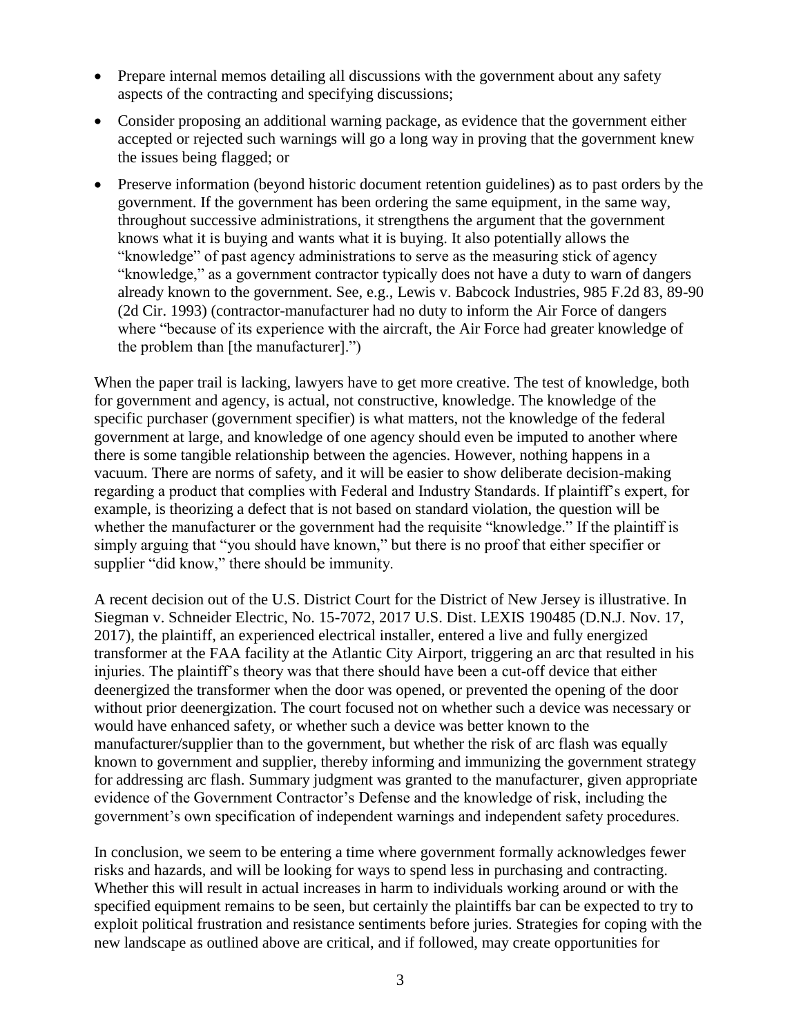- Prepare internal memos detailing all discussions with the government about any safety aspects of the contracting and specifying discussions;
- Consider proposing an additional warning package, as evidence that the government either accepted or rejected such warnings will go a long way in proving that the government knew the issues being flagged; or
- Preserve information (beyond historic document retention guidelines) as to past orders by the government. If the government has been ordering the same equipment, in the same way, throughout successive administrations, it strengthens the argument that the government knows what it is buying and wants what it is buying. It also potentially allows the "knowledge" of past agency administrations to serve as the measuring stick of agency "knowledge," as a government contractor typically does not have a duty to warn of dangers already known to the government. See, e.g., Lewis v. Babcock Industries, 985 F.2d 83, 89-90 (2d Cir. 1993) (contractor-manufacturer had no duty to inform the Air Force of dangers where "because of its experience with the aircraft, the Air Force had greater knowledge of the problem than [the manufacturer].")

When the paper trail is lacking, lawyers have to get more creative. The test of knowledge, both for government and agency, is actual, not constructive, knowledge. The knowledge of the specific purchaser (government specifier) is what matters, not the knowledge of the federal government at large, and knowledge of one agency should even be imputed to another where there is some tangible relationship between the agencies. However, nothing happens in a vacuum. There are norms of safety, and it will be easier to show deliberate decision-making regarding a product that complies with Federal and Industry Standards. If plaintiff's expert, for example, is theorizing a defect that is not based on standard violation, the question will be whether the manufacturer or the government had the requisite "knowledge." If the plaintiff is simply arguing that "you should have known," but there is no proof that either specifier or supplier "did know," there should be immunity.

A recent decision out of the U.S. District Court for the District of New Jersey is illustrative. In Siegman v. Schneider Electric, No. 15-7072, 2017 U.S. Dist. LEXIS 190485 (D.N.J. Nov. 17, 2017), the plaintiff, an experienced electrical installer, entered a live and fully energized transformer at the FAA facility at the Atlantic City Airport, triggering an arc that resulted in his injuries. The plaintiff's theory was that there should have been a cut-off device that either deenergized the transformer when the door was opened, or prevented the opening of the door without prior deenergization. The court focused not on whether such a device was necessary or would have enhanced safety, or whether such a device was better known to the manufacturer/supplier than to the government, but whether the risk of arc flash was equally known to government and supplier, thereby informing and immunizing the government strategy for addressing arc flash. Summary judgment was granted to the manufacturer, given appropriate evidence of the Government Contractor's Defense and the knowledge of risk, including the government's own specification of independent warnings and independent safety procedures.

In conclusion, we seem to be entering a time where government formally acknowledges fewer risks and hazards, and will be looking for ways to spend less in purchasing and contracting. Whether this will result in actual increases in harm to individuals working around or with the specified equipment remains to be seen, but certainly the plaintiffs bar can be expected to try to exploit political frustration and resistance sentiments before juries. Strategies for coping with the new landscape as outlined above are critical, and if followed, may create opportunities for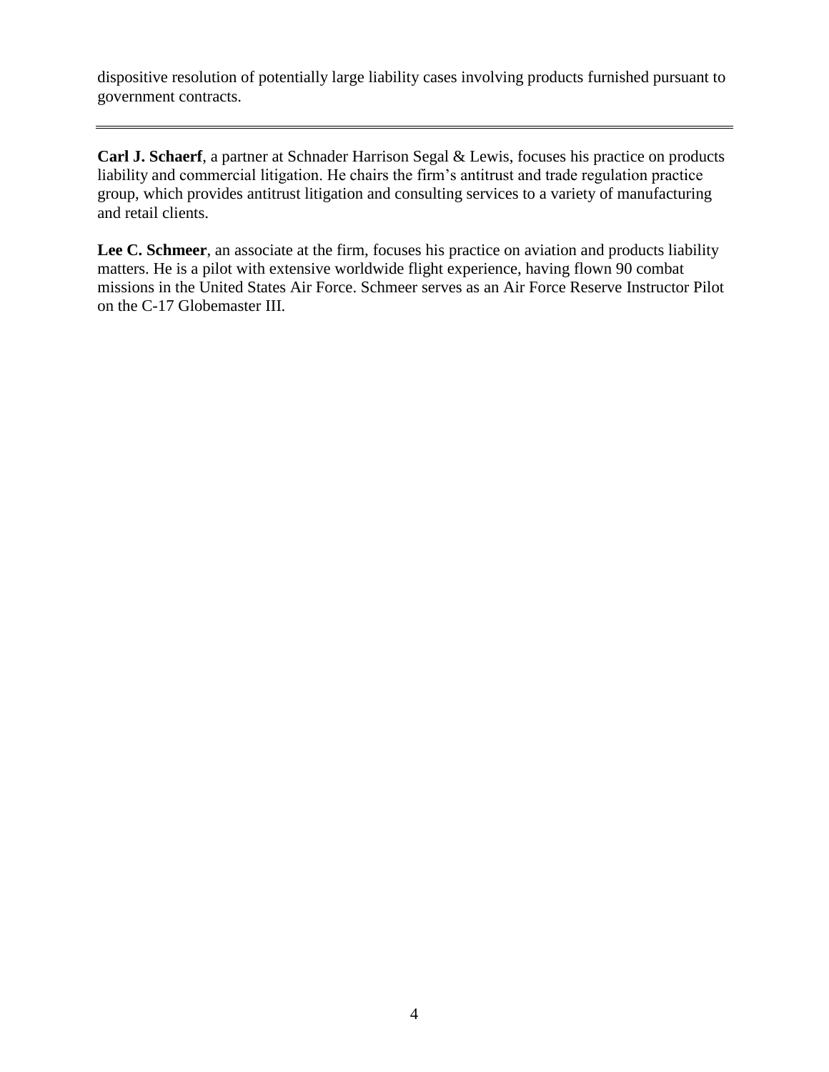dispositive resolution of potentially large liability cases involving products furnished pursuant to government contracts.

---

**Carl J. Schaerf**, a partner at Schnader Harrison Segal & Lewis, focuses his practice on products liability and commercial litigation. He chairs the firm's antitrust and trade regulation practice group, which provides antitrust litigation and consulting services to a variety of manufacturing and retail clients.

**Lee C. Schmeer**, an associate at the firm, focuses his practice on aviation and products liability matters. He is a pilot with extensive worldwide flight experience, having flown 90 combat missions in the United States Air Force. Schmeer serves as an Air Force Reserve Instructor Pilot on the C-17 Globemaster III.